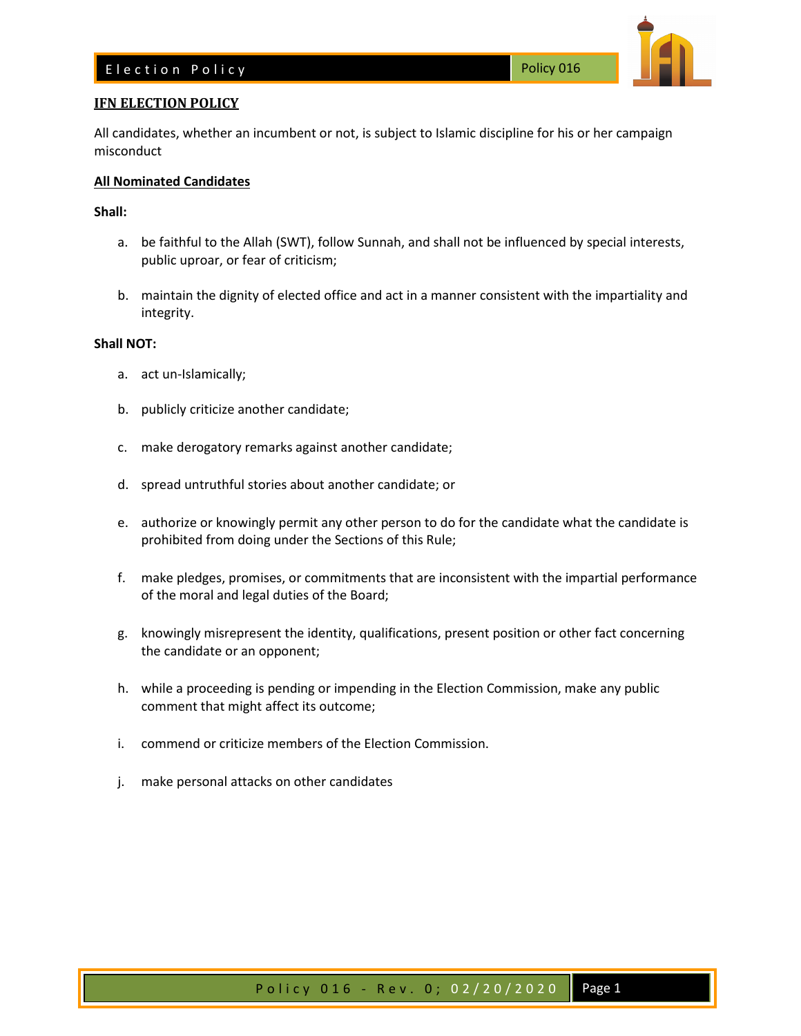# IFN ELECTION POLICY

All candidates, whether an incumbent or not, is subject to Islamic discipline for his or her campaign misconduct

## All Nominated Candidates

**Shall:**

a. be faithful to the Allah (SWT), follow Sunnah, and shall not be influenced by special interests, public uproar, or fear of criticism;

b. maintain the dignity of elected office and act in a manner consistent with the impartiality and integrity.

**Shall NOT:**

a. act un-Islamically;

b. publicly criticize another candidate;

c. make derogatory remarks against another candidate;

d. spread untruthful stories about another candidate; or

e. authorize or knowingly permit any other person to do for the candidate what the candidate is prohibited from doing under the Sections of this Rule;

f. make pledges, promises, or commitments that are inconsistent with the impartial performance of the moral and legal duties of the Board;

g. knowingly misrepresent the identity, qualifications, present position or other fact concerning the candidate or an opponent;

h. while a proceeding is pending or impending in the Election Commission, make any public comment that might affect its outcome;

i. commend or criticize members of the Election Commission.

j. make personal attacks on other candidates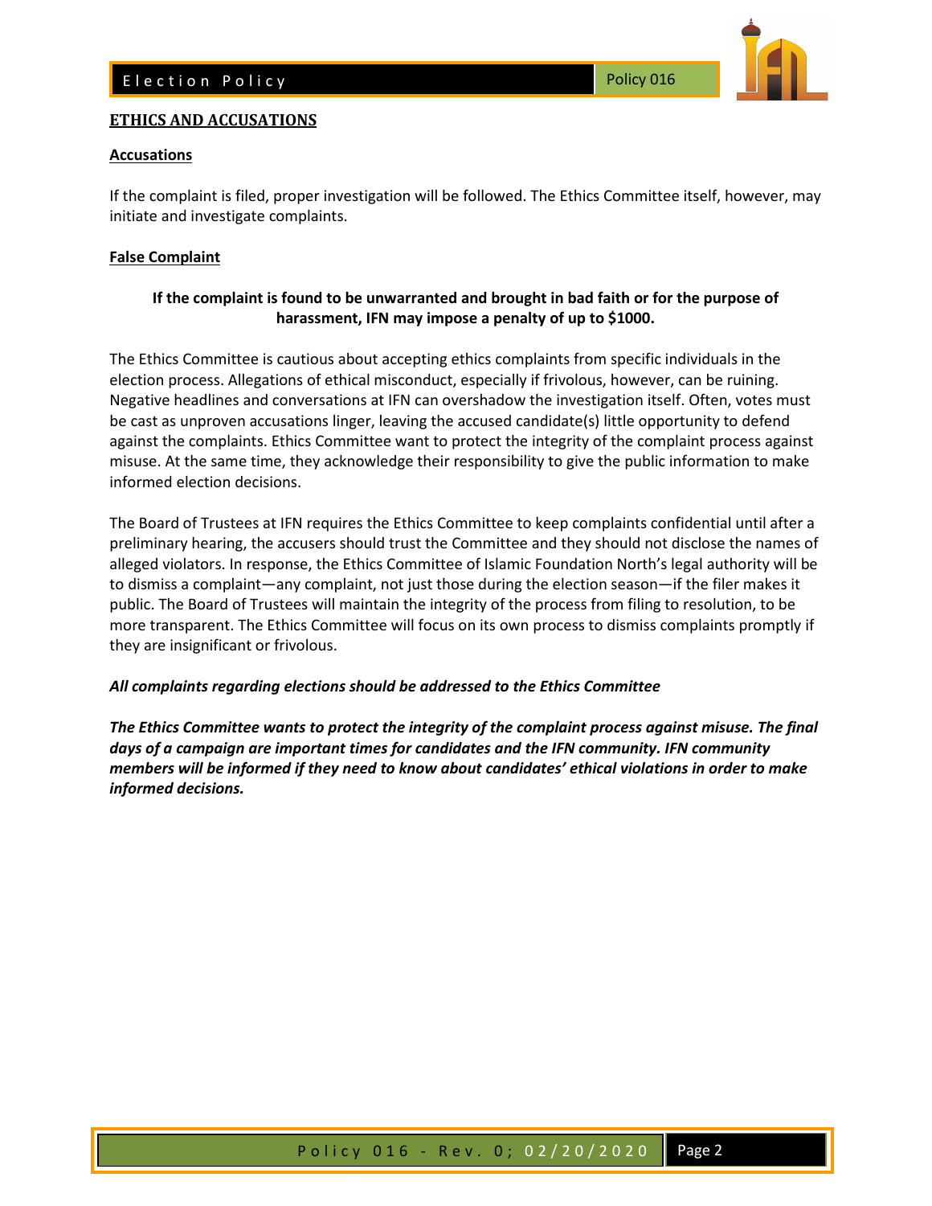## ETHICS AND ACCUSATIONS

### Accusations

If the complaint is filed, proper investigation will be followed. The Ethics Committee itself, however, may initiate and investigate complaints.

### False Complaint

**If the complaint is found to be unwarranted and brought in bad faith or for the purpose of harassment, IFN may impose a penalty of up to $1000.**

The Ethics Committee is cautious about accepting ethics complaints from specific individuals in the election process. Allegations of ethical misconduct, especially if frivolous, however, can be ruining. Negative headlines and conversations at IFN can overshadow the investigation itself. Often, votes must be cast as unproven accusations linger, leaving the accused candidate(s) little opportunity to defend against the complaints. Ethics Committee want to protect the integrity of the complaint process against misuse. At the same time, they acknowledge their responsibility to give the public information to make informed election decisions.

The Board of Trustees at IFN requires the Ethics Committee to keep complaints confidential until after a preliminary hearing, the accusers should trust the Committee and they should not disclose the names of alleged violators. In response, the Ethics Committee of Islamic Foundation North's legal authority will be to dismiss a complaint—any complaint, not just those during the election season—if the filer makes it public. The Board of Trustees will maintain the integrity of the process from filing to resolution, to be more transparent. The Ethics Committee will focus on its own process to dismiss complaints promptly if they are insignificant or frivolous.

***All complaints regarding elections should be addressed to the Ethics Committee***

***The Ethics Committee wants to protect the integrity of the complaint process against misuse. The final days of a campaign are important times for candidates and the IFN community. IFN community members will be informed if they need to know about candidates' ethical violations in order to make informed decisions.***